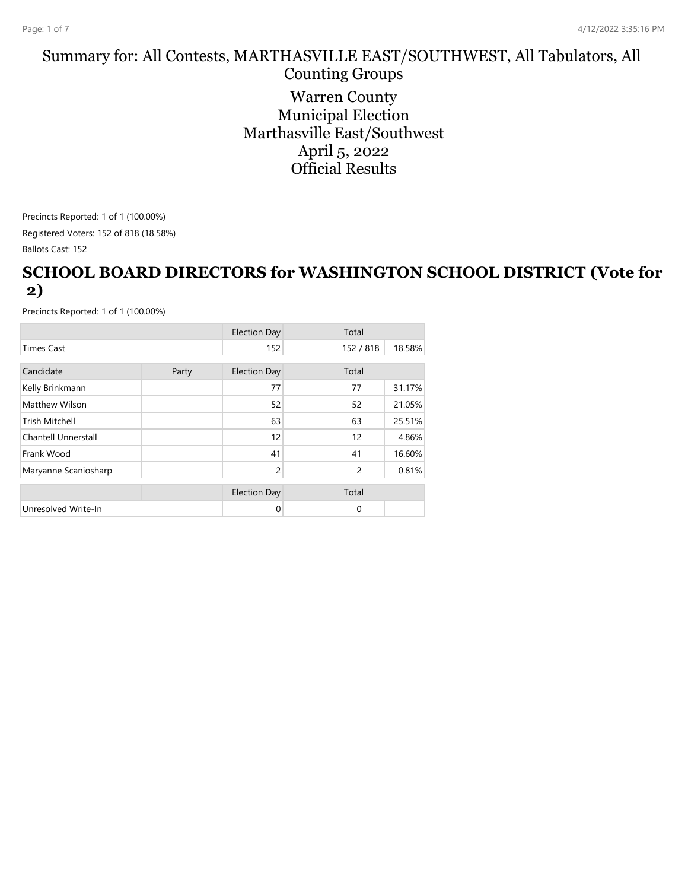# Summary for: All Contests, MARTHASVILLE EAST/SOUTHWEST, All Tabulators, All Counting Groups

Warren County
Municipal Election
Marthasville East/Southwest
April 5, 2022
Official Results

Precincts Reported: 1 of 1 (100.00%)

Registered Voters: 152 of 818 (18.58%)

Ballots Cast: 152

## SCHOOL BOARD DIRECTORS for WASHINGTON SCHOOL DISTRICT (Vote for 2)

Precincts Reported: 1 of 1 (100.00%)

| | | Election Day | Total | |
|---|---|---|---|---|
| Times Cast | | 152 | 152 / 818 | 18.58% |
| **Candidate** | **Party** | **Election Day** | **Total** | |
| Kelly Brinkmann | | 77 | 77 | 31.17% |
| Matthew Wilson | | 52 | 52 | 21.05% |
| Trish Mitchell | | 63 | 63 | 25.51% |
| Chantell Unnerstall | | 12 | 12 | 4.86% |
| Frank Wood | | 41 | 41 | 16.60% |
| Maryanne Scaniosharp | | 2 | 2 | 0.81% |

| | Election Day | Total | |
|---|---|---|---|
| Unresolved Write-In | 0 | 0 | |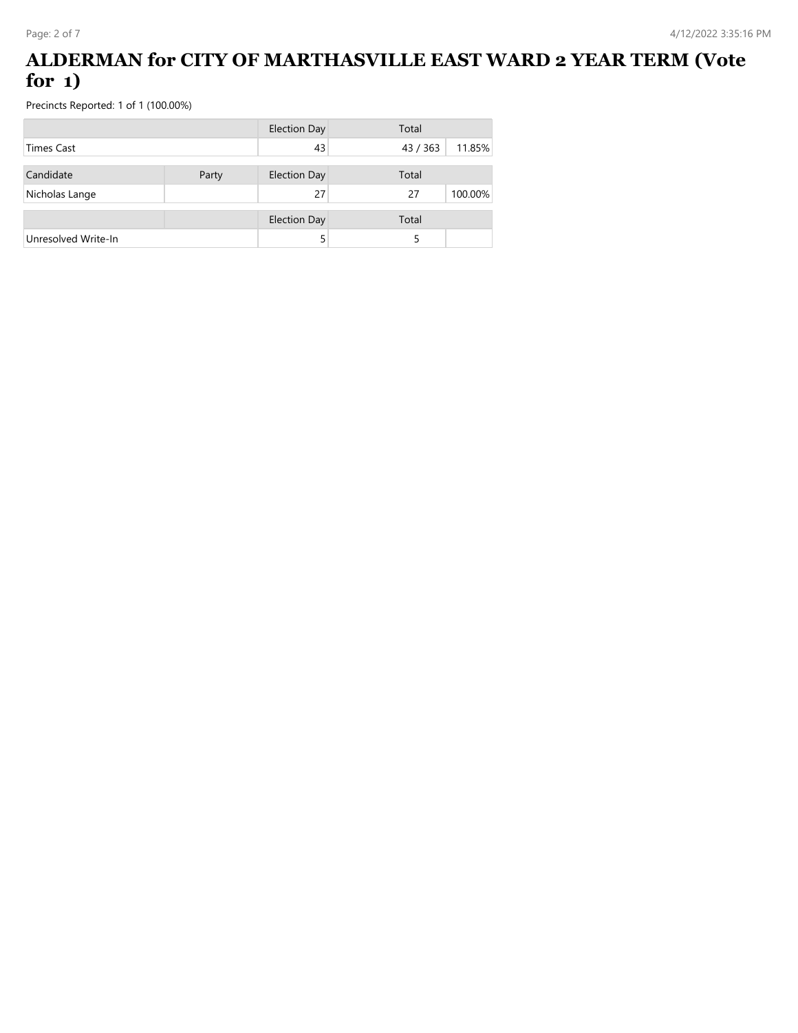# ALDERMAN for CITY OF MARTHASVILLE EAST WARD 2 YEAR TERM (Vote for 1)

Precincts Reported: 1 of 1 (100.00%)

| | | Election Day | Total | |
|---|---|---|---|---|
| Times Cast | | 43 | 43 / 363 | 11.85% |

| Candidate | Party | Election Day | Total | |
|---|---|---|---|---|
| Nicholas Lange | | 27 | 27 | 100.00% |

| | | Election Day | Total | |
|---|---|---|---|---|
| Unresolved Write-In | | 5 | 5 | |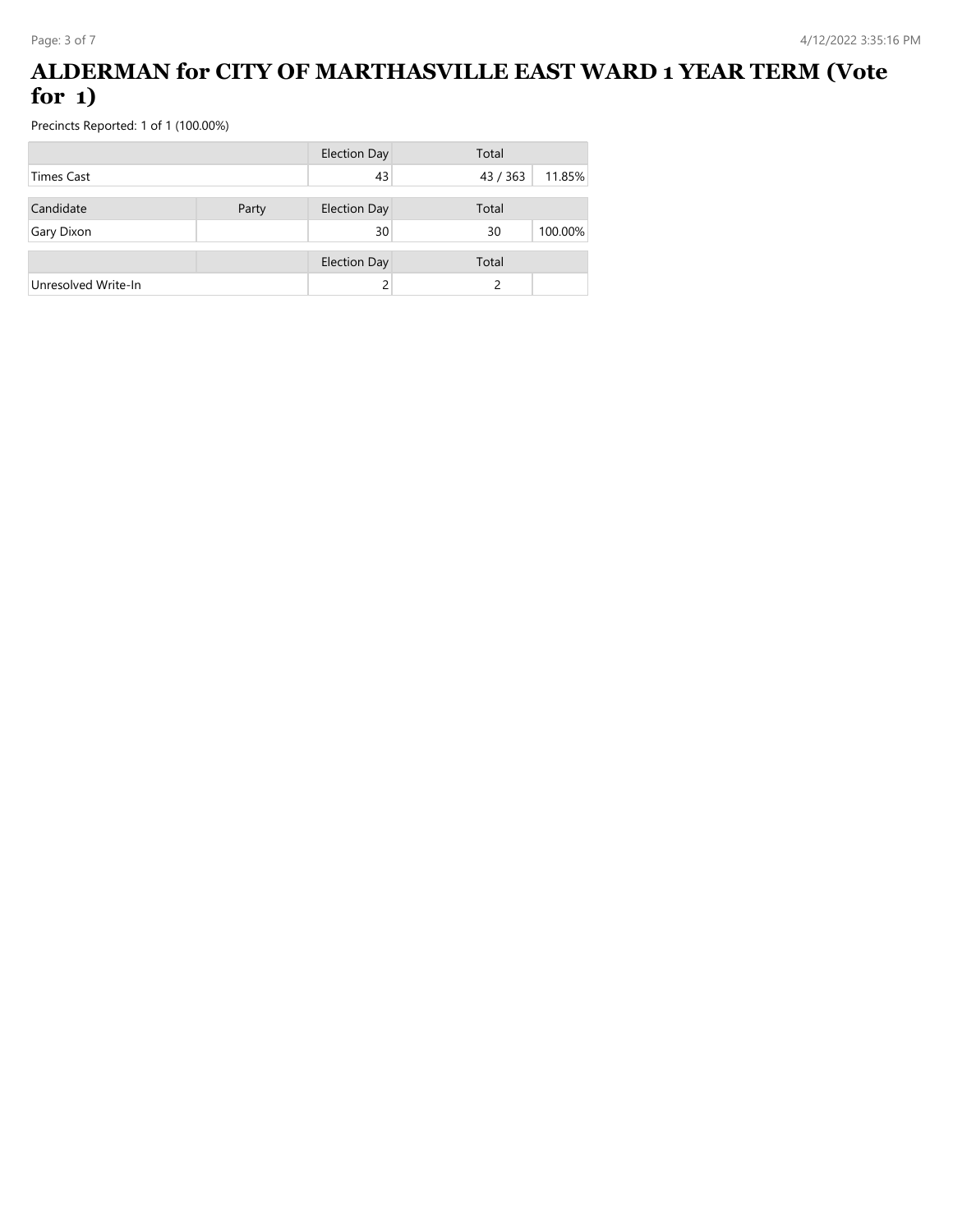# ALDERMAN for CITY OF MARTHASVILLE EAST WARD 1 YEAR TERM (Vote for 1)

Precincts Reported: 1 of 1 (100.00%)

| | | Election Day | Total | |
|---|---|---|---|---|
| Times Cast | | 43 | 43 / 363 | 11.85% |

| Candidate | Party | Election Day | Total | |
|---|---|---|---|---|
| Gary Dixon | | 30 | 30 | 100.00% |

| | | Election Day | Total | |
|---|---|---|---|---|
| Unresolved Write-In | | 2 | 2 | |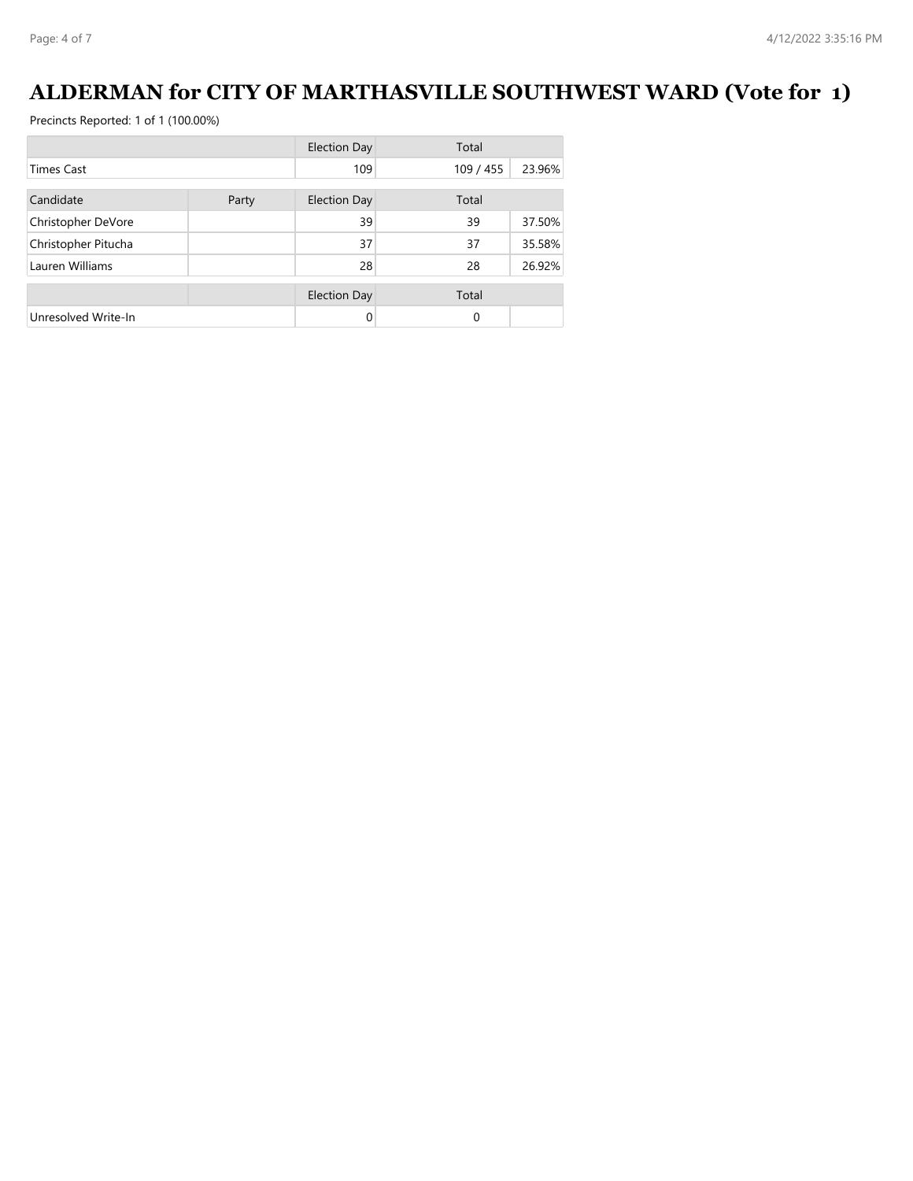# ALDERMAN for CITY OF MARTHASVILLE SOUTHWEST WARD (Vote for 1)

Precincts Reported: 1 of 1 (100.00%)

| | | Election Day | Total | |
|---|---|---|---|---|
| Times Cast | | 109 | 109 / 455 | 23.96% |

| Candidate | Party | Election Day | Total | |
|---|---|---|---|---|
| Christopher DeVore | | 39 | 39 | 37.50% |
| Christopher Pitucha | | 37 | 37 | 35.58% |
| Lauren Williams | | 28 | 28 | 26.92% |

| | | Election Day | Total | |
|---|---|---|---|---|
| Unresolved Write-In | | 0 | 0 | |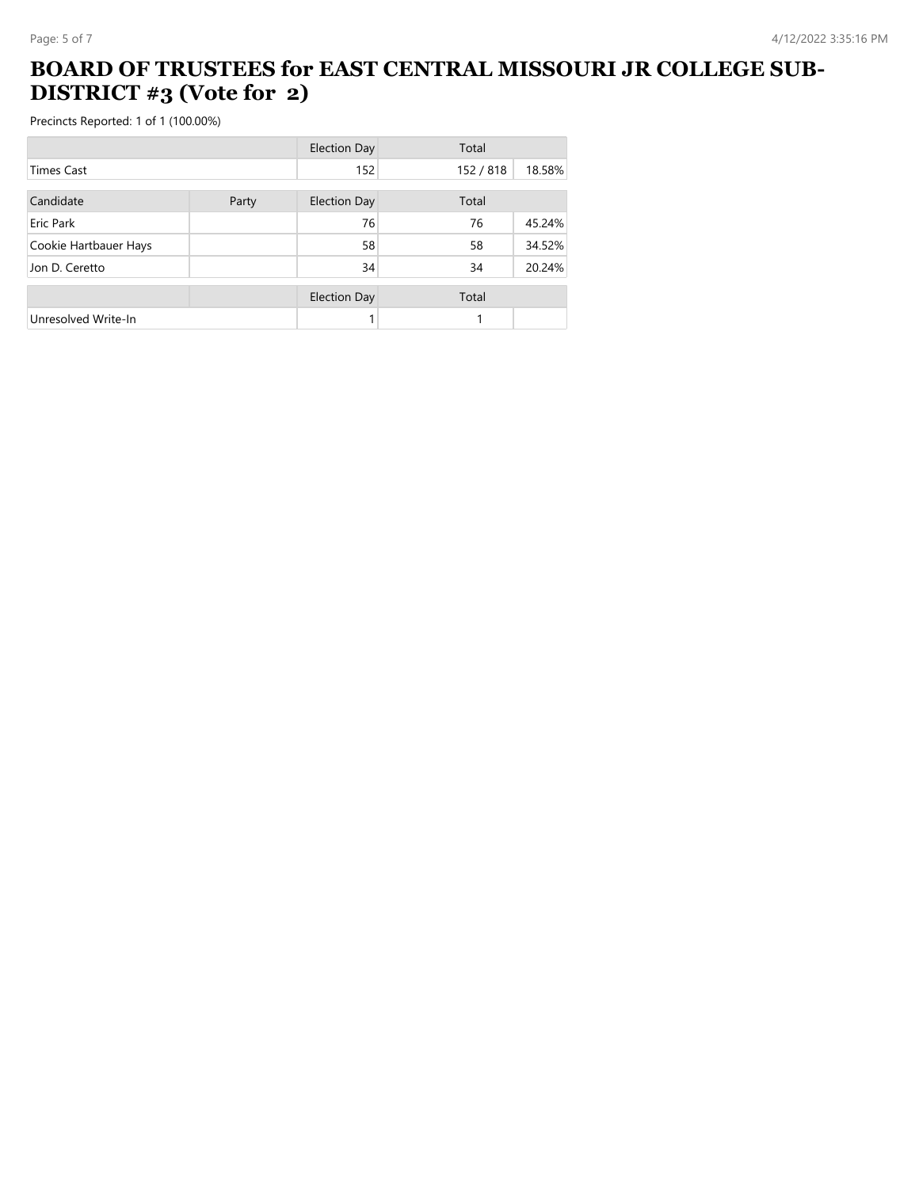# BOARD OF TRUSTEES for EAST CENTRAL MISSOURI JR COLLEGE SUB-DISTRICT #3 (Vote for 2)

Precincts Reported: 1 of 1 (100.00%)

| | | Election Day | Total | |
|---|---|---|---|---|
| Times Cast | | 152 | 152 / 818 | 18.58% |

| Candidate | Party | Election Day | Total | |
|---|---|---|---|---|
| Eric Park | | 76 | 76 | 45.24% |
| Cookie Hartbauer Hays | | 58 | 58 | 34.52% |
| Jon D. Ceretto | | 34 | 34 | 20.24% |

| | | Election Day | Total | |
|---|---|---|---|---|
| Unresolved Write-In | | 1 | 1 | |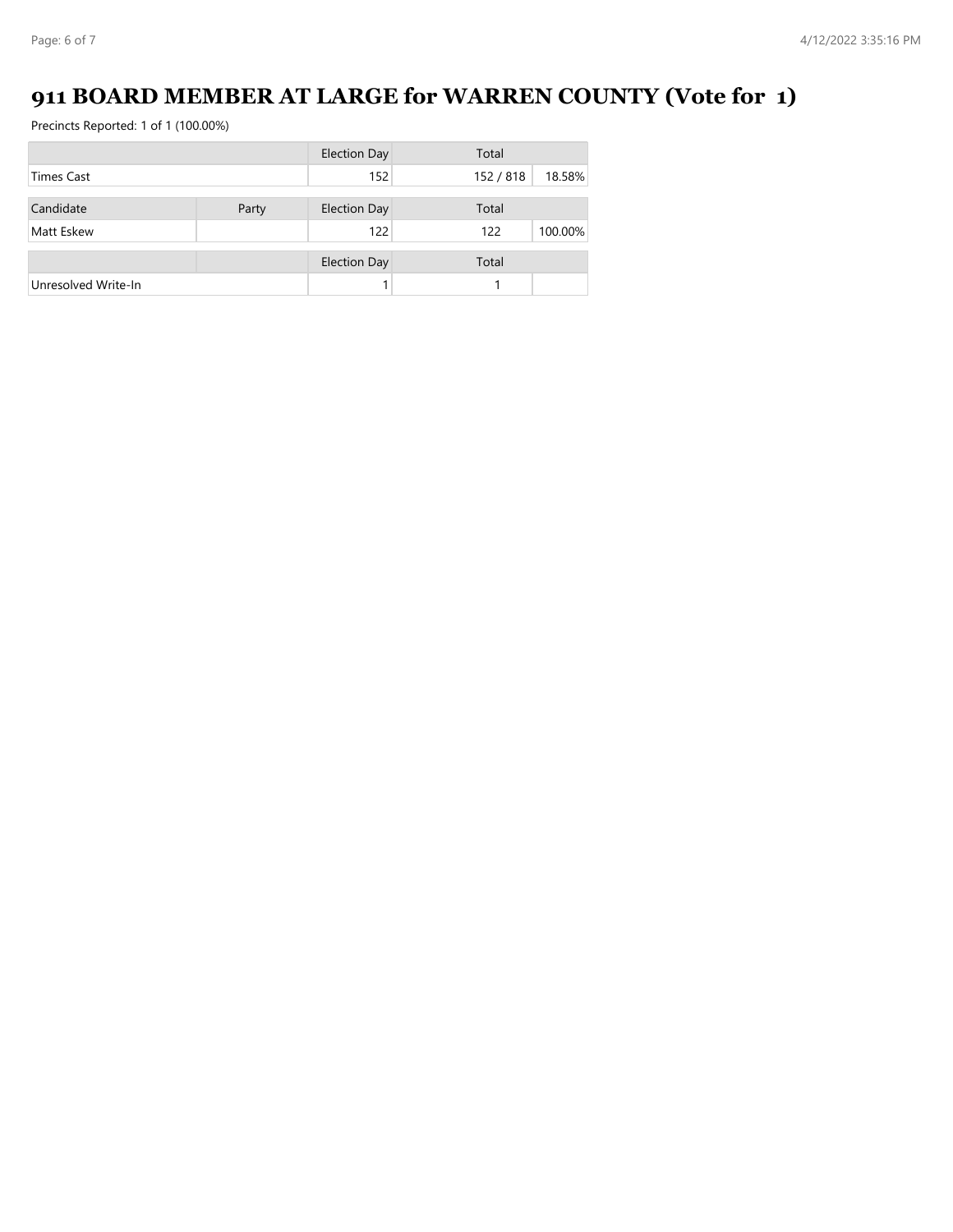# 911 BOARD MEMBER AT LARGE for WARREN COUNTY (Vote for 1)

Precincts Reported: 1 of 1 (100.00%)

| | | Election Day | Total | |
|---|---|---|---|---|
| Times Cast | | 152 | 152 / 818 | 18.58% |

| Candidate | Party | Election Day | Total | |
|---|---|---|---|---|
| Matt Eskew | | 122 | 122 | 100.00% |

| | | Election Day | Total | |
|---|---|---|---|---|
| Unresolved Write-In | | 1 | 1 | |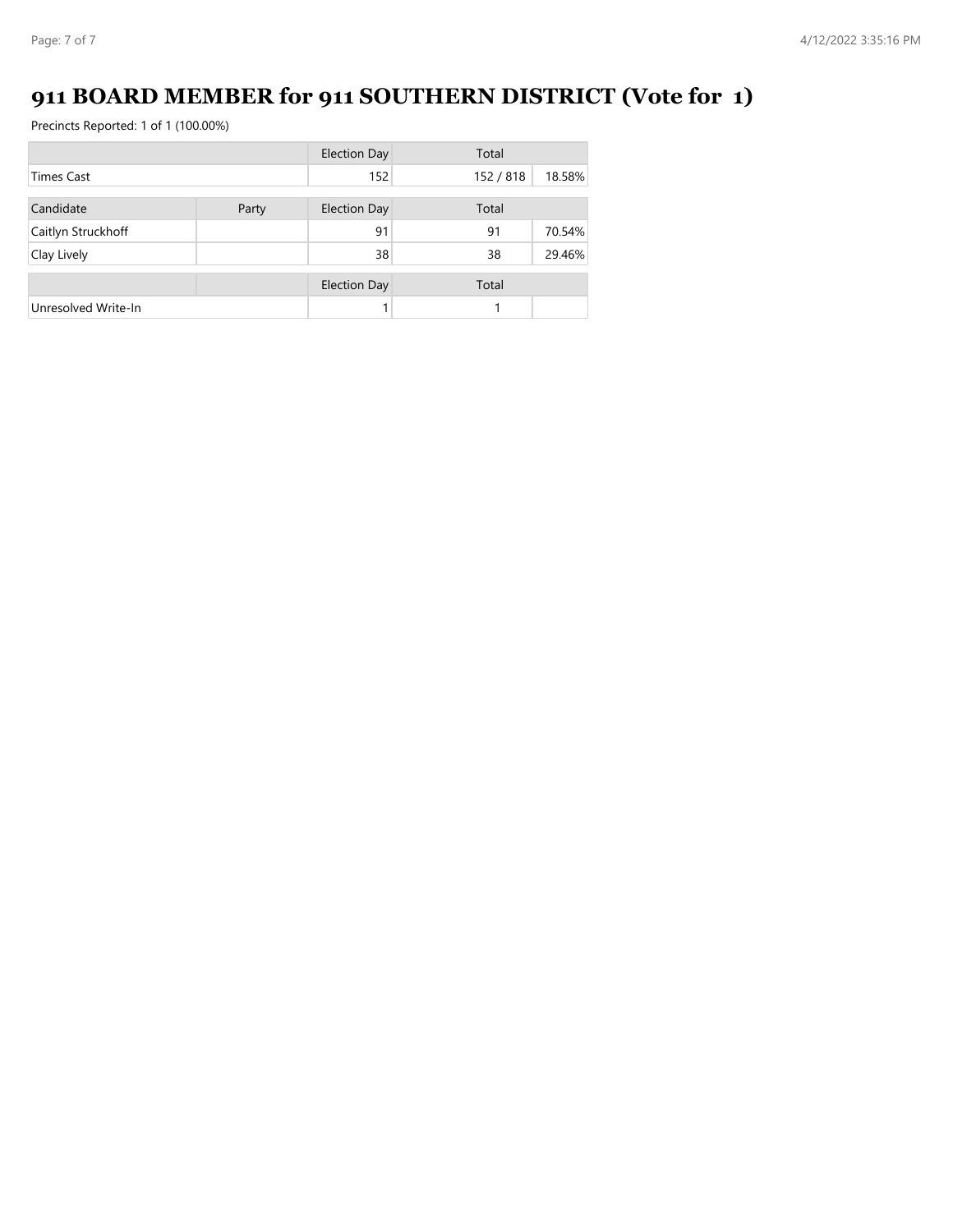# 911 BOARD MEMBER for 911 SOUTHERN DISTRICT (Vote for 1)

Precincts Reported: 1 of 1 (100.00%)

| | | Election Day | Total | |
|---|---|---|---|---|
| Times Cast | | 152 | 152 / 818 | 18.58% |

| Candidate | Party | Election Day | Total | |
|---|---|---|---|---|
| Caitlyn Struckhoff | | 91 | 91 | 70.54% |
| Clay Lively | | 38 | 38 | 29.46% |

| | | Election Day | Total | |
|---|---|---|---|---|
| Unresolved Write-In | | 1 | 1 | |